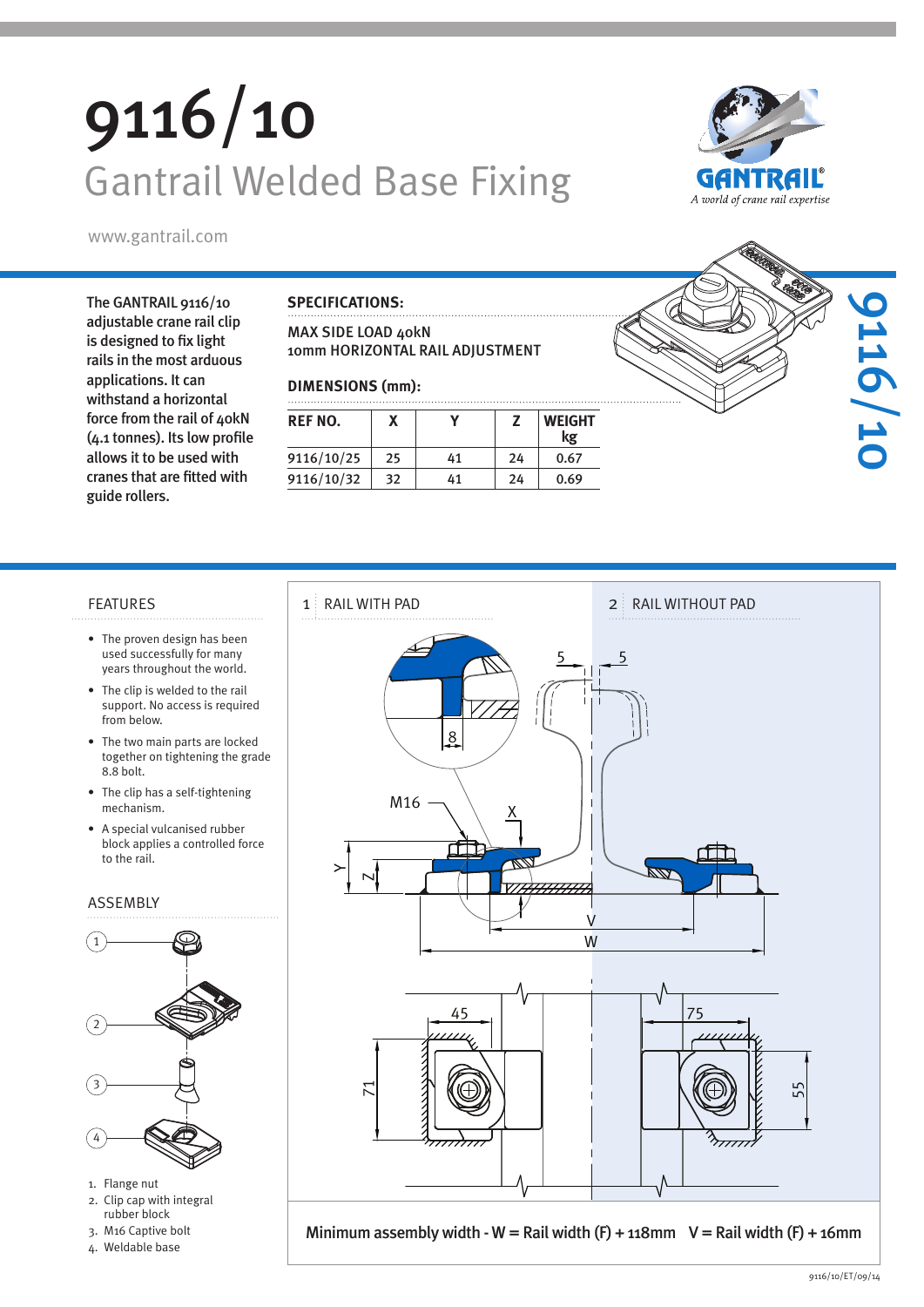# 9116/10

## Gantrail Welded Base Fixing

www.gantrail.com

The GANTRAIL 9116/10 adjustable crane rail clip is designed to fix light rails in the most arduous applications. It can withstand a horizontal force from the rail of 40kN (4.1 tonnes). Its low profile allows it to be used with cranes that are fitted with guide rollers.

**SPECIFICATIONS:**

MAX SIDE LOAD 40kN
10mm HORIZONTAL RAIL ADJUSTMENT

**DIMENSIONS (mm):**

| REF NO. | X | Y | Z | WEIGHT kg |
|---|---|---|---|---|
| 9116/10/25 | 25 | 41 | 24 | 0.67 |
| 9116/10/32 | 32 | 41 | 24 | 0.69 |

## FEATURES

- The proven design has been used successfully for many years throughout the world.
- The clip is welded to the rail support. No access is required from below.
- The two main parts are locked together on tightening the grade 8.8 bolt.
- The clip has a self-tightening mechanism.
- A special vulcanised rubber block applies a controlled force to the rail.

## ASSEMBLY

1. Flange nut
2. Clip cap with integral rubber block
3. M16 Captive bolt
4. Weldable base

1 RAIL WITH PAD

2 RAIL WITHOUT PAD

Minimum assembly width - W = Rail width (F) + 118mm V = Rail width (F) + 16mm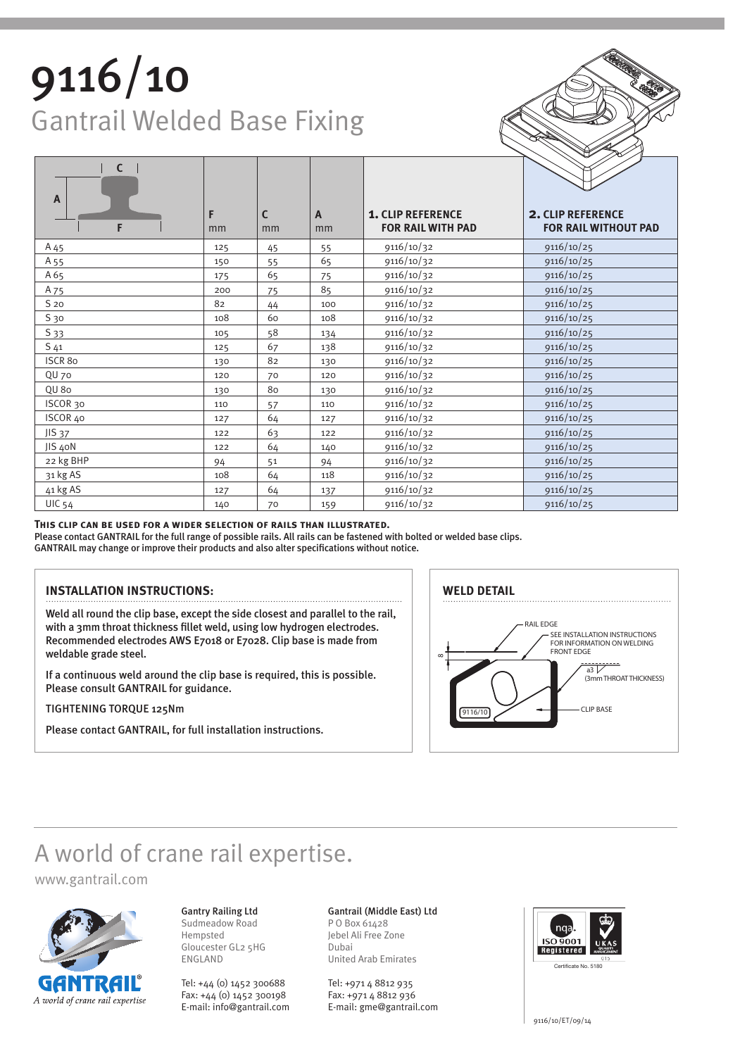# 9116/10

## Gantrail Welded Base Fixing

| Rail | F mm | C mm | A mm | 1. CLIP REFERENCE FOR RAIL WITH PAD | 2. CLIP REFERENCE FOR RAIL WITHOUT PAD |
|---|---|---|---|---|---|
| A 45 | 125 | 45 | 55 | 9116/10/32 | 9116/10/25 |
| A 55 | 150 | 55 | 65 | 9116/10/32 | 9116/10/25 |
| A 65 | 175 | 65 | 75 | 9116/10/32 | 9116/10/25 |
| A 75 | 200 | 75 | 85 | 9116/10/32 | 9116/10/25 |
| S 20 | 82 | 44 | 100 | 9116/10/32 | 9116/10/25 |
| S 30 | 108 | 60 | 108 | 9116/10/32 | 9116/10/25 |
| S 33 | 105 | 58 | 134 | 9116/10/32 | 9116/10/25 |
| S 41 | 125 | 67 | 138 | 9116/10/32 | 9116/10/25 |
| ISCR 80 | 130 | 82 | 130 | 9116/10/32 | 9116/10/25 |
| QU 70 | 120 | 70 | 120 | 9116/10/32 | 9116/10/25 |
| QU 80 | 130 | 80 | 130 | 9116/10/32 | 9116/10/25 |
| ISCOR 30 | 110 | 57 | 110 | 9116/10/32 | 9116/10/25 |
| ISCOR 40 | 127 | 64 | 127 | 9116/10/32 | 9116/10/25 |
| JIS 37 | 122 | 63 | 122 | 9116/10/32 | 9116/10/25 |
| JIS 40N | 122 | 64 | 140 | 9116/10/32 | 9116/10/25 |
| 22 kg BHP | 94 | 51 | 94 | 9116/10/32 | 9116/10/25 |
| 31 kg AS | 108 | 64 | 118 | 9116/10/32 | 9116/10/25 |
| 41 kg AS | 127 | 64 | 137 | 9116/10/32 | 9116/10/25 |
| UIC 54 | 140 | 70 | 159 | 9116/10/32 | 9116/10/25 |

**THIS CLIP CAN BE USED FOR A WIDER SELECTION OF RAILS THAN ILLUSTRATED.**
Please contact GANTRAIL for the full range of possible rails. All rails can be fastened with bolted or welded base clips.
GANTRAIL may change or improve their products and also alter specifications without notice.

### INSTALLATION INSTRUCTIONS:

Weld all round the clip base, except the side closest and parallel to the rail, with a 3mm throat thickness fillet weld, using low hydrogen electrodes. Recommended electrodes AWS E7018 or E7028. Clip base is made from weldable grade steel.

If a continuous weld around the clip base is required, this is possible. Please consult GANTRAIL for guidance.

TIGHTENING TORQUE 125Nm

Please contact GANTRAIL, for full installation instructions.

### WELD DETAIL

RAIL EDGE
SEE INSTALLATION INSTRUCTIONS FOR INFORMATION ON WELDING FRONT EDGE
8
a3
(3mm THROAT THICKNESS)
9116/10
CLIP BASE

## A world of crane rail expertise.

www.gantrail.com

GANTRAIL®
*A world of crane rail expertise*

**Gantry Railing Ltd**
Sudmeadow Road
Hempsted
Gloucester GL2 5HG
ENGLAND

Tel: +44 (0) 1452 300688
Fax: +44 (0) 1452 300198
E-mail: info@gantrail.com

**Gantrail (Middle East) Ltd**
P O Box 61428
Jebel Ali Free Zone
Dubai
United Arab Emirates

Tel: +971 4 8812 935
Fax: +971 4 8812 936
E-mail: gme@gantrail.com

nqa. ISO 9001 Registered
UKAS QUALITY MANAGEMENT 015
Certificate No. 5180

9116/10/ET/09/14